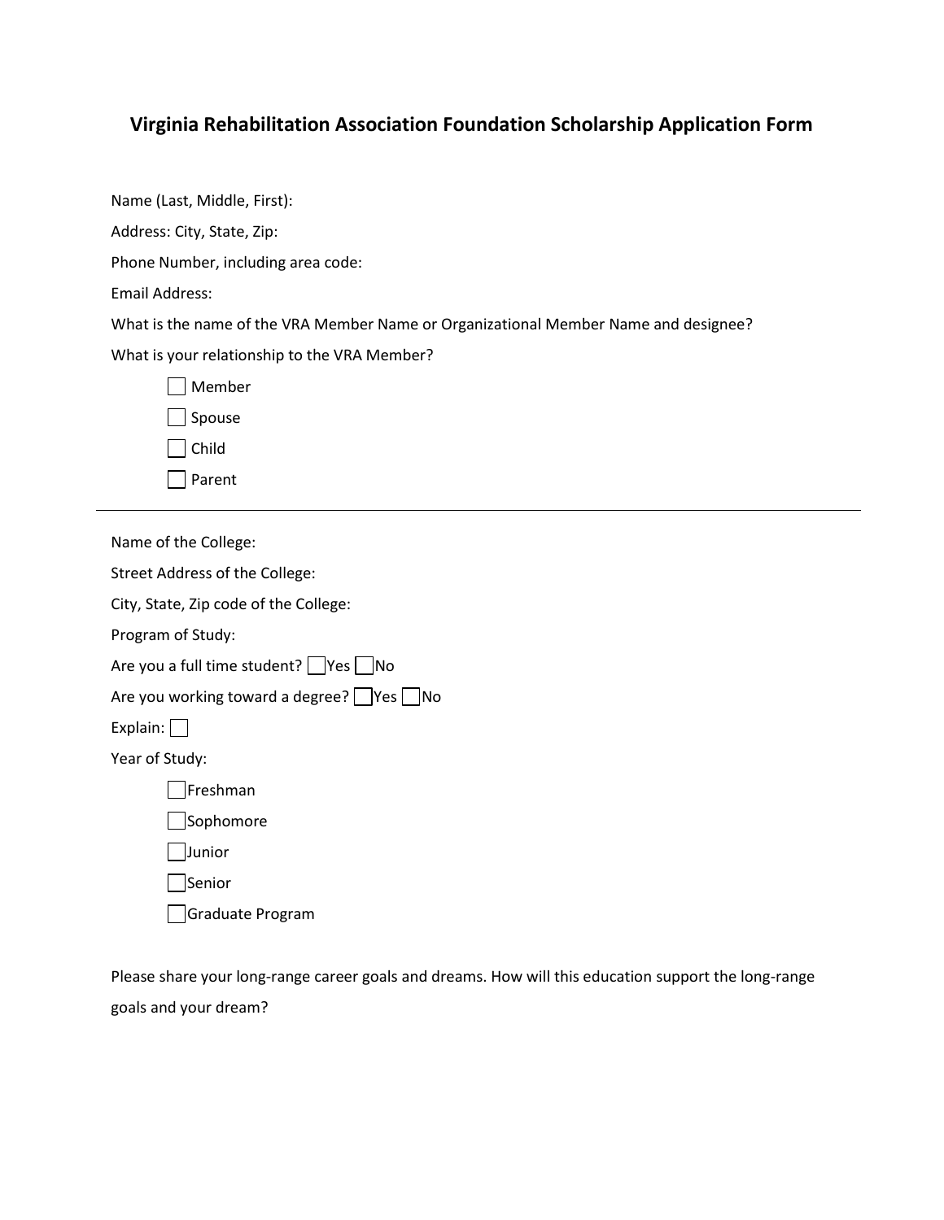# Virginia Rehabilitation Association Foundation Scholarship Application Form

Name (Last, Middle, First):

Address: City, State, Zip:

Phone Number, including area code:

Email Address:

What is the name of the VRA Member Name or Organizational Member Name and designee?

What is your relationship to the VRA Member?

- ☐ Member
- ☐ Spouse
- ☐ Child
- ☐ Parent

---

Name of the College:

Street Address of the College:

City, State, Zip code of the College:

Program of Study:

Are you a full time student? ☐ Yes ☐ No

Are you working toward a degree? ☐ Yes ☐ No

Explain: ☐

Year of Study:

- ☐ Freshman
- ☐ Sophomore
- ☐ Junior
- ☐ Senior
- ☐ Graduate Program

Please share your long-range career goals and dreams. How will this education support the long-range goals and your dream?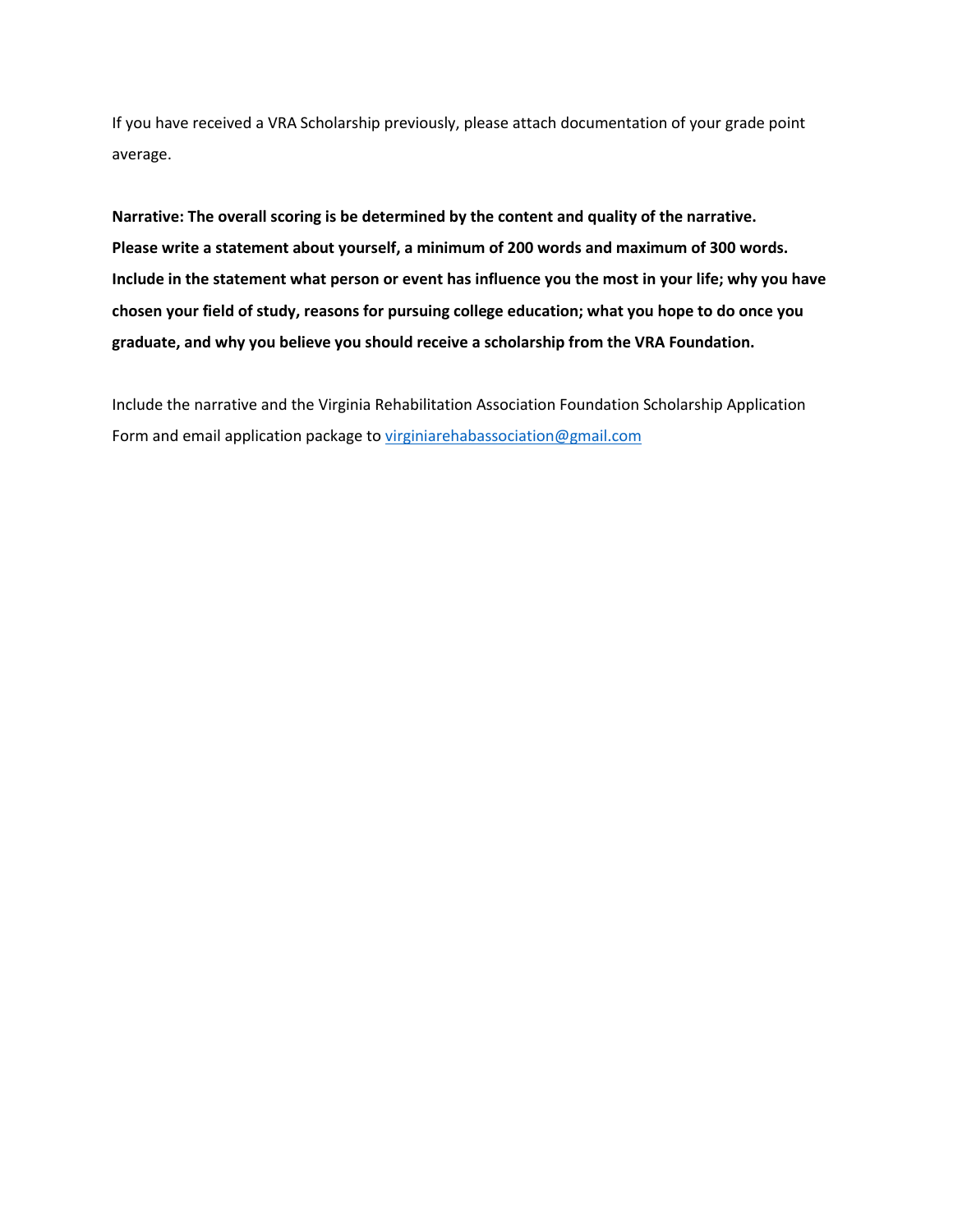If you have received a VRA Scholarship previously, please attach documentation of your grade point average.

**Narrative: The overall scoring is be determined by the content and quality of the narrative. Please write a statement about yourself, a minimum of 200 words and maximum of 300 words. Include in the statement what person or event has influence you the most in your life; why you have chosen your field of study, reasons for pursuing college education; what you hope to do once you graduate, and why you believe you should receive a scholarship from the VRA Foundation.**

Include the narrative and the Virginia Rehabilitation Association Foundation Scholarship Application Form and email application package to virginiarehabassociation@gmail.com